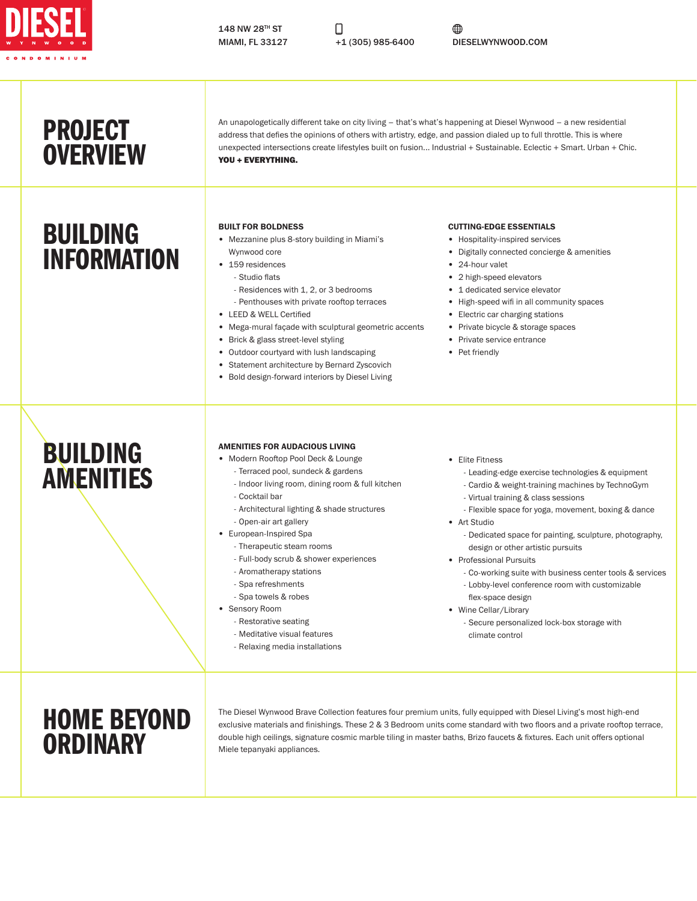**DIESEL**
WYNWOOD
CONDOMINIUM

148 NW 28TH ST
MIAMI, FL 33127

+1 (305) 985-6400

DIESELWYNWOOD.COM

# PROJECT OVERVIEW

An unapologetically different take on city living – that's what's happening at Diesel Wynwood – a new residential address that defies the opinions of others with artistry, edge, and passion dialed up to full throttle. This is where unexpected intersections create lifestyles built on fusion... Industrial + Sustainable. Eclectic + Smart. Urban + Chic. **YOU + EVERYTHING.**

# BUILDING INFORMATION

### BUILT FOR BOLDNESS

- Mezzanine plus 8-story building in Miami's Wynwood core
- 159 residences
  - Studio flats
  - Residences with 1, 2, or 3 bedrooms
  - Penthouses with private rooftop terraces
- LEED & WELL Certified
- Mega-mural façade with sculptural geometric accents
- Brick & glass street-level styling
- Outdoor courtyard with lush landscaping
- Statement architecture by Bernard Zyscovich
- Bold design-forward interiors by Diesel Living

### CUTTING-EDGE ESSENTIALS

- Hospitality-inspired services
- Digitally connected concierge & amenities
- 24-hour valet
- 2 high-speed elevators
- 1 dedicated service elevator
- High-speed wifi in all community spaces
- Electric car charging stations
- Private bicycle & storage spaces
- Private service entrance
- Pet friendly

# BUILDING AMENITIES

### AMENITIES FOR AUDACIOUS LIVING

- Modern Rooftop Pool Deck & Lounge
  - Terraced pool, sundeck & gardens
  - Indoor living room, dining room & full kitchen
  - Cocktail bar
  - Architectural lighting & shade structures
  - Open-air art gallery
- European-Inspired Spa
  - Therapeutic steam rooms
  - Full-body scrub & shower experiences
  - Aromatherapy stations
  - Spa refreshments
  - Spa towels & robes
- Sensory Room
  - Restorative seating
  - Meditative visual features
  - Relaxing media installations
- Elite Fitness
  - Leading-edge exercise technologies & equipment
  - Cardio & weight-training machines by TechnoGym
  - Virtual training & class sessions
  - Flexible space for yoga, movement, boxing & dance
- Art Studio
  - Dedicated space for painting, sculpture, photography, design or other artistic pursuits
- Professional Pursuits
  - Co-working suite with business center tools & services
  - Lobby-level conference room with customizable flex-space design
- Wine Cellar/Library
  - Secure personalized lock-box storage with climate control

# HOME BEYOND ORDINARY

The Diesel Wynwood Brave Collection features four premium units, fully equipped with Diesel Living's most high-end exclusive materials and finishings. These 2 & 3 Bedroom units come standard with two floors and a private rooftop terrace, double high ceilings, signature cosmic marble tiling in master baths, Brizo faucets & fixtures. Each unit offers optional Miele tepanyaki appliances.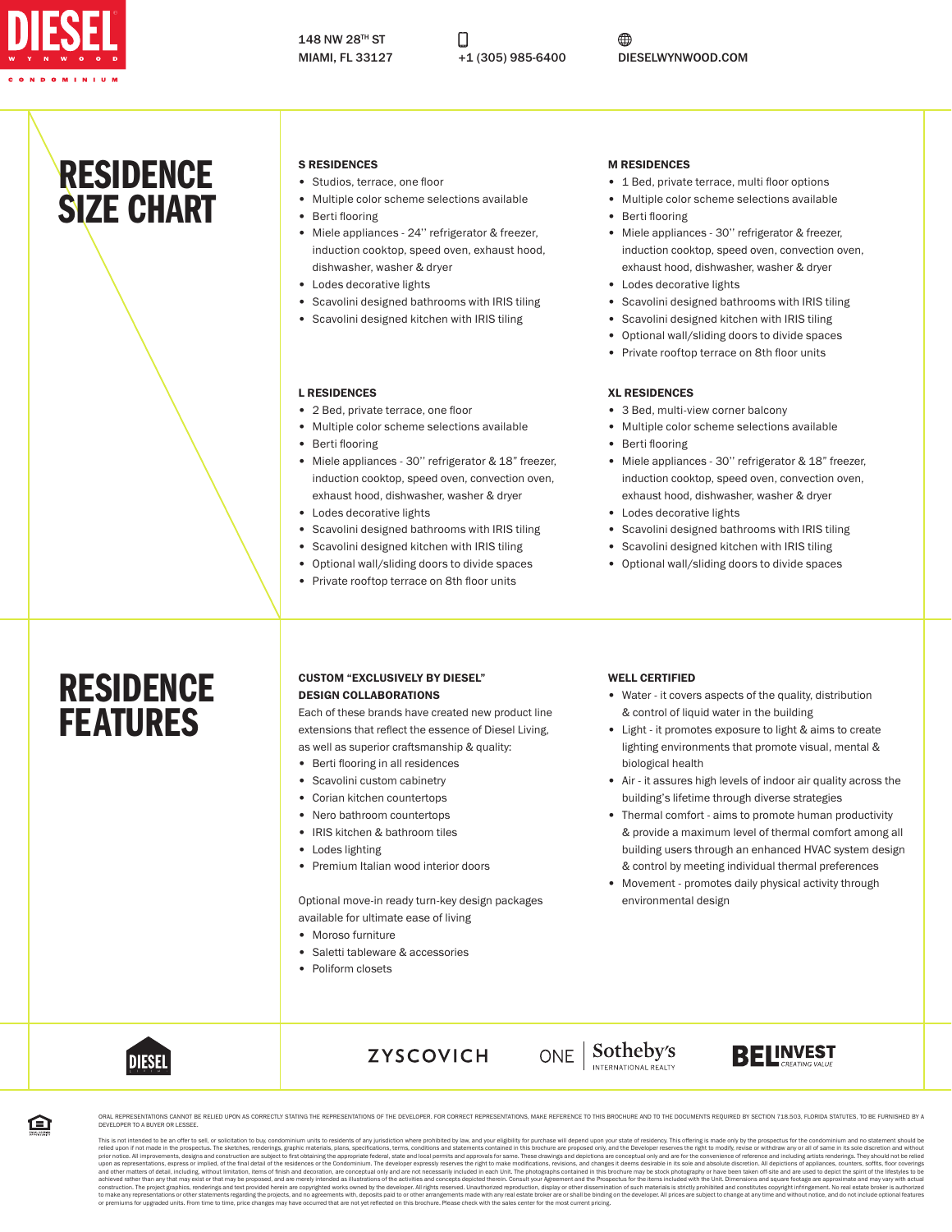DIESEL
WYNWOOD
CONDOMINIUM

148 NW 28TH ST
MIAMI, FL 33127

+1 (305) 985-6400

DIESELWYNWOOD.COM

# RESIDENCE SIZE CHART

### S RESIDENCES

- Studios, terrace, one floor
- Multiple color scheme selections available
- Berti flooring
- Miele appliances - 24'' refrigerator & freezer, induction cooktop, speed oven, exhaust hood, dishwasher, washer & dryer
- Lodes decorative lights
- Scavolini designed bathrooms with IRIS tiling
- Scavolini designed kitchen with IRIS tiling

### M RESIDENCES

- 1 Bed, private terrace, multi floor options
- Multiple color scheme selections available
- Berti flooring
- Miele appliances - 30'' refrigerator & freezer, induction cooktop, speed oven, convection oven, exhaust hood, dishwasher, washer & dryer
- Lodes decorative lights
- Scavolini designed bathrooms with IRIS tiling
- Scavolini designed kitchen with IRIS tiling
- Optional wall/sliding doors to divide spaces
- Private rooftop terrace on 8th floor units

### L RESIDENCES

- 2 Bed, private terrace, one floor
- Multiple color scheme selections available
- Berti flooring
- Miele appliances - 30'' refrigerator & 18" freezer, induction cooktop, speed oven, convection oven, exhaust hood, dishwasher, washer & dryer
- Lodes decorative lights
- Scavolini designed bathrooms with IRIS tiling
- Scavolini designed kitchen with IRIS tiling
- Optional wall/sliding doors to divide spaces
- Private rooftop terrace on 8th floor units

### XL RESIDENCES

- 3 Bed, multi-view corner balcony
- Multiple color scheme selections available
- Berti flooring
- Miele appliances - 30'' refrigerator & 18" freezer, induction cooktop, speed oven, convection oven, exhaust hood, dishwasher, washer & dryer
- Lodes decorative lights
- Scavolini designed bathrooms with IRIS tiling
- Scavolini designed kitchen with IRIS tiling
- Optional wall/sliding doors to divide spaces

# RESIDENCE FEATURES

### CUSTOM "EXCLUSIVELY BY DIESEL" DESIGN COLLABORATIONS

Each of these brands have created new product line extensions that reflect the essence of Diesel Living, as well as superior craftsmanship & quality:

- Berti flooring in all residences
- Scavolini custom cabinetry
- Corian kitchen countertops
- Nero bathroom countertops
- IRIS kitchen & bathroom tiles
- Lodes lighting
- Premium Italian wood interior doors

Optional move-in ready turn-key design packages available for ultimate ease of living

- Moroso furniture
- Saletti tableware & accessories
- Poliform closets

### WELL CERTIFIED

- Water - it covers aspects of the quality, distribution & control of liquid water in the building
- Light - it promotes exposure to light & aims to create lighting environments that promote visual, mental & biological health
- Air - it assures high levels of indoor air quality across the building's lifetime through diverse strategies
- Thermal comfort - aims to promote human productivity & provide a maximum level of thermal comfort among all building users through an enhanced HVAC system design & control by meeting individual thermal preferences
- Movement - promotes daily physical activity through environmental design

DIESEL LIVING | ZYSCOVICH | ONE Sotheby's INTERNATIONAL REALTY | BELINVEST CREATING VALUE

ORAL REPRESENTATIONS CANNOT BE RELIED UPON AS CORRECTLY STATING THE REPRESENTATIONS OF THE DEVELOPER. FOR CORRECT REPRESENTATIONS, MAKE REFERENCE TO THIS BROCHURE AND TO THE DOCUMENTS REQUIRED BY SECTION 718.503, FLORIDA STATUTES, TO BE FURNISHED BY A DEVELOPER TO A BUYER OR LESSEE.

This is not intended to be an offer to sell, or solicitation to buy, condominium units to residents of any jurisdiction where prohibited by law, and your eligibility for purchase will depend upon your state of residency. This offering is made only by the prospectus for the condominium and no statement should be relied upon if not made in the prospectus. The sketches, renderings, graphic materials, plans, specifications, terms, conditions and statements contained in this brochure are proposed only, and the Developer reserves the right to modify, revise or withdraw any or all of same in its sole discretion and without prior notice. All improvements, designs and construction are subject to first obtaining the appropriate federal, state and local permits and approvals for same. These drawings and depictions are conceptual only and are for the convenience of reference and including artists renderings. They should not be relied upon as representations, express or implied, of the final detail of the residences or the Condominium. The developer expressly reserves the right to make modifications, revisions, and changes it deems desirable in its sole and absolute discretion. All depictions of appliances, counters, soffits, floor coverings and other matters of detail, including, without limitation, items of finish and decoration, are conceptual only and are not necessarily included in each Unit. The photographs contained in this brochure may be stock photography or have been taken off-site and are used to depict the spirit of the lifestyles to be achieved rather than any that may exist or that may be proposed, and are merely intended as illustrations of the activities and concepts depicted therein. Consult your Agreement and the Prospectus for the items included with the Unit. Dimensions and square footage are approximate and may vary with actual construction. The project graphics, renderings and text provided herein are copyrighted works owned by the developer. All rights reserved. Unauthorized reproduction, display or other dissemination of such materials is strictly prohibited and constitutes copyright infringement. No real estate broker is authorized to make any representations or other statements regarding the projects, and no agreements with, deposits paid to or other arrangements made with any real estate broker are or shall be binding on the developer. All prices are subject to change at any time and without notice, and do not include optional features or premiums for upgraded units. From time to time, price changes may have occurred that are not yet reflected on this brochure. Please check with the sales center for the most current pricing.